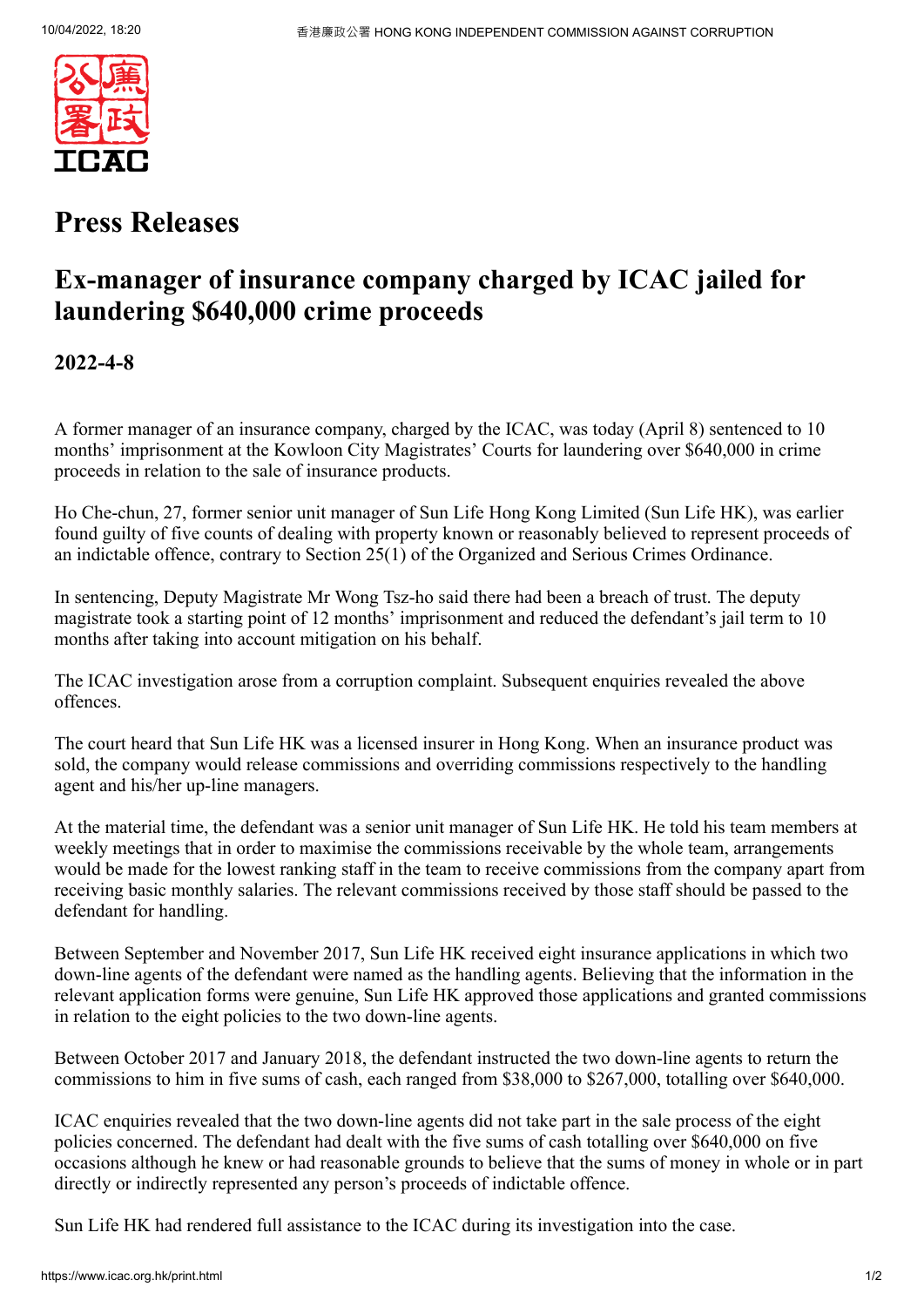# Press Releases

## Ex-manager of insurance company charged by ICAC jailed for laundering $640,000 crime proceeds

### 2022-4-8

A former manager of an insurance company, charged by the ICAC, was today (April 8) sentenced to 10 months' imprisonment at the Kowloon City Magistrates' Courts for laundering over $640,000 in crime proceeds in relation to the sale of insurance products.

Ho Che-chun, 27, former senior unit manager of Sun Life Hong Kong Limited (Sun Life HK), was earlier found guilty of five counts of dealing with property known or reasonably believed to represent proceeds of an indictable offence, contrary to Section 25(1) of the Organized and Serious Crimes Ordinance.

In sentencing, Deputy Magistrate Mr Wong Tsz-ho said there had been a breach of trust. The deputy magistrate took a starting point of 12 months' imprisonment and reduced the defendant's jail term to 10 months after taking into account mitigation on his behalf.

The ICAC investigation arose from a corruption complaint. Subsequent enquiries revealed the above offences.

The court heard that Sun Life HK was a licensed insurer in Hong Kong. When an insurance product was sold, the company would release commissions and overriding commissions respectively to the handling agent and his/her up-line managers.

At the material time, the defendant was a senior unit manager of Sun Life HK. He told his team members at weekly meetings that in order to maximise the commissions receivable by the whole team, arrangements would be made for the lowest ranking staff in the team to receive commissions from the company apart from receiving basic monthly salaries. The relevant commissions received by those staff should be passed to the defendant for handling.

Between September and November 2017, Sun Life HK received eight insurance applications in which two down-line agents of the defendant were named as the handling agents. Believing that the information in the relevant application forms were genuine, Sun Life HK approved those applications and granted commissions in relation to the eight policies to the two down-line agents.

Between October 2017 and January 2018, the defendant instructed the two down-line agents to return the commissions to him in five sums of cash, each ranged from $38,000 to $267,000, totalling over $640,000.

ICAC enquiries revealed that the two down-line agents did not take part in the sale process of the eight policies concerned. The defendant had dealt with the five sums of cash totalling over $640,000 on five occasions although he knew or had reasonable grounds to believe that the sums of money in whole or in part directly or indirectly represented any person's proceeds of indictable offence.

Sun Life HK had rendered full assistance to the ICAC during its investigation into the case.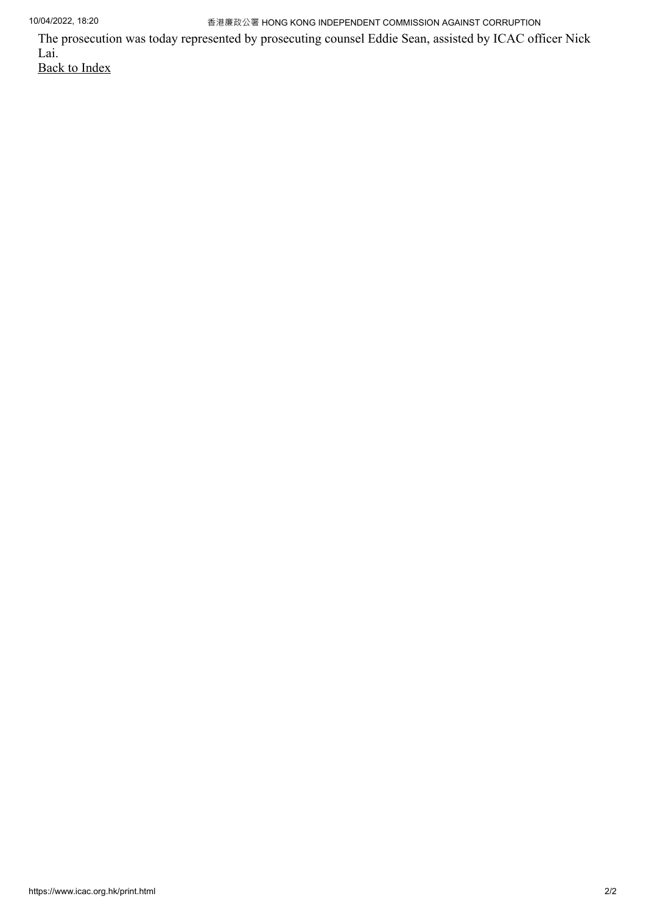The prosecution was today represented by prosecuting counsel Eddie Sean, assisted by ICAC officer Nick Lai.

Back to Index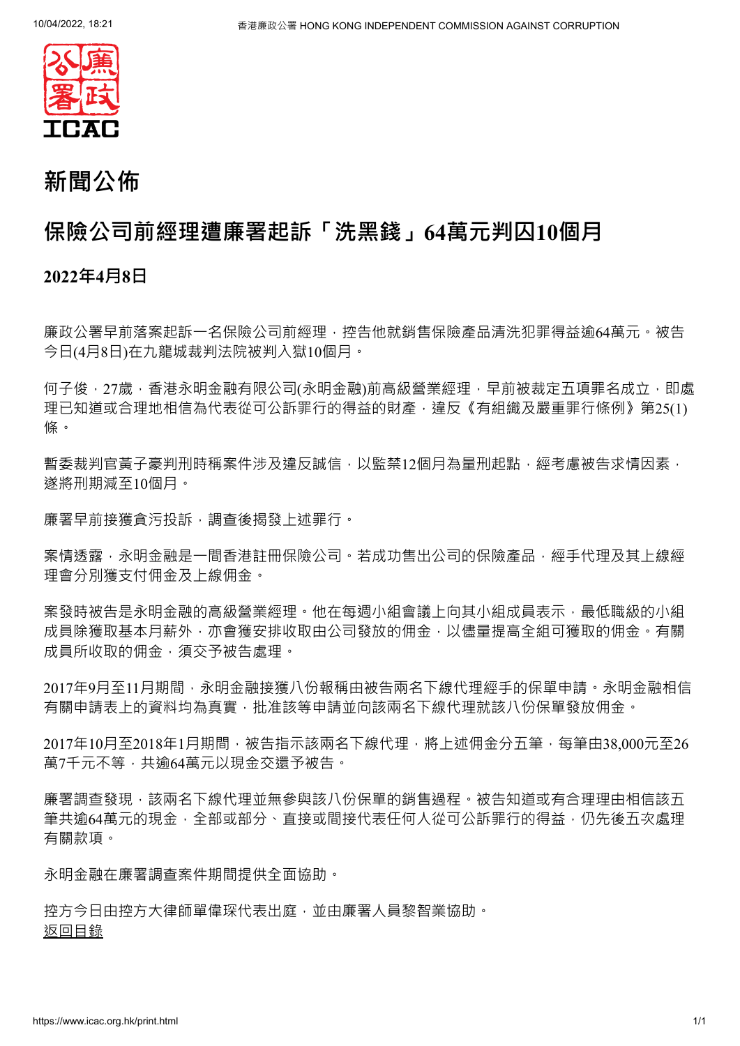# 新聞公佈

## 保險公司前經理遭廉署起訴「洗黑錢」64萬元判囚10個月

### 2022年4月8日

廉政公署早前落案起訴一名保險公司前經理，控告他就銷售保險產品清洗犯罪得益逾64萬元。被告今日(4月8日)在九龍城裁判法院被判入獄10個月。

何子俊，27歲，香港永明金融有限公司(永明金融)前高級營業經理，早前被裁定五項罪名成立，即處理已知道或合理地相信為代表從可公訴罪行的得益的財產，違反《有組織及嚴重罪行條例》第25(1)條。

暫委裁判官黃子豪判刑時稱案件涉及違反誠信，以監禁12個月為量刑起點，經考慮被告求情因素，遂將刑期減至10個月。

廉署早前接獲貪污投訴，調查後揭發上述罪行。

案情透露，永明金融是一間香港註冊保險公司。若成功售出公司的保險產品，經手代理及其上線經理會分別獲支付佣金及上線佣金。

案發時被告是永明金融的高級營業經理。他在每週小組會議上向其小組成員表示，最低職級的小組成員除獲取基本月薪外，亦會獲安排收取由公司發放的佣金，以儘量提高全組可獲取的佣金。有關成員所收取的佣金，須交予被告處理。

2017年9月至11月期間，永明金融接獲八份報稱由被告兩名下線代理經手的保單申請。永明金融相信有關申請表上的資料均為真實，批准該等申請並向該兩名下線代理就該八份保單發放佣金。

2017年10月至2018年1月期間，被告指示該兩名下線代理，將上述佣金分五筆，每筆由38,000元至26萬7千元不等，共逾64萬元以現金交還予被告。

廉署調查發現，該兩名下線代理並無參與該八份保單的銷售過程。被告知道或有合理理由相信該五筆共逾64萬元的現金，全部或部分、直接或間接代表任何人從可公訴罪行的得益，仍先後五次處理有關款項。

永明金融在廉署調查案件期間提供全面協助。

控方今日由控方大律師單偉琛代表出庭，並由廉署人員黎智業協助。

返回目錄